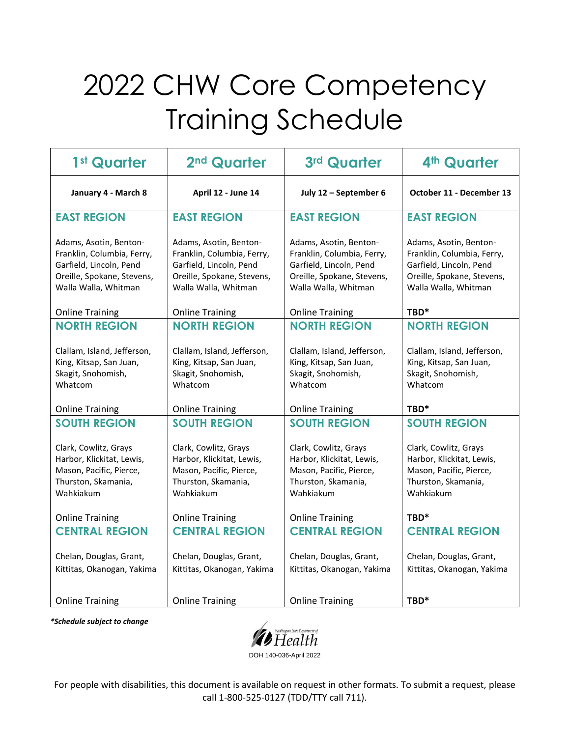# 2022 CHW Core Competency Training Schedule

| 1st Quarter | 2nd Quarter | 3rd Quarter | 4th Quarter |
| --- | --- | --- | --- |
| **January 4 - March 8** | **April 12 - June 14** | **July 12 – September 6** | **October 11 - December 13** |
| **EAST REGION** Adams, Asotin, Benton-Franklin, Columbia, Ferry, Garfield, Lincoln, Pend Oreille, Spokane, Stevens, Walla Walla, Whitman Online Training | **EAST REGION** Adams, Asotin, Benton-Franklin, Columbia, Ferry, Garfield, Lincoln, Pend Oreille, Spokane, Stevens, Walla Walla, Whitman Online Training | **EAST REGION** Adams, Asotin, Benton-Franklin, Columbia, Ferry, Garfield, Lincoln, Pend Oreille, Spokane, Stevens, Walla Walla, Whitman Online Training | **EAST REGION** Adams, Asotin, Benton-Franklin, Columbia, Ferry, Garfield, Lincoln, Pend Oreille, Spokane, Stevens, Walla Walla, Whitman **TBD*** |
| **NORTH REGION** Clallam, Island, Jefferson, King, Kitsap, San Juan, Skagit, Snohomish, Whatcom Online Training | **NORTH REGION** Clallam, Island, Jefferson, King, Kitsap, San Juan, Skagit, Snohomish, Whatcom Online Training | **NORTH REGION** Clallam, Island, Jefferson, King, Kitsap, San Juan, Skagit, Snohomish, Whatcom Online Training | **NORTH REGION** Clallam, Island, Jefferson, King, Kitsap, San Juan, Skagit, Snohomish, Whatcom **TBD*** |
| **SOUTH REGION** Clark, Cowlitz, Grays Harbor, Klickitat, Lewis, Mason, Pacific, Pierce, Thurston, Skamania, Wahkiakum Online Training | **SOUTH REGION** Clark, Cowlitz, Grays Harbor, Klickitat, Lewis, Mason, Pacific, Pierce, Thurston, Skamania, Wahkiakum Online Training | **SOUTH REGION** Clark, Cowlitz, Grays Harbor, Klickitat, Lewis, Mason, Pacific, Pierce, Thurston, Skamania, Wahkiakum Online Training | **SOUTH REGION** Clark, Cowlitz, Grays Harbor, Klickitat, Lewis, Mason, Pacific, Pierce, Thurston, Skamania, Wahkiakum **TBD*** |
| **CENTRAL REGION** Chelan, Douglas, Grant, Kittitas, Okanogan, Yakima Online Training | **CENTRAL REGION** Chelan, Douglas, Grant, Kittitas, Okanogan, Yakima Online Training | **CENTRAL REGION** Chelan, Douglas, Grant, Kittitas, Okanogan, Yakima Online Training | **CENTRAL REGION** Chelan, Douglas, Grant, Kittitas, Okanogan, Yakima **TBD*** |

***Schedule subject to change***

Washington State Department of Health

DOH 140-036-April 2022

For people with disabilities, this document is available on request in other formats. To submit a request, please call 1-800-525-0127 (TDD/TTY call 711).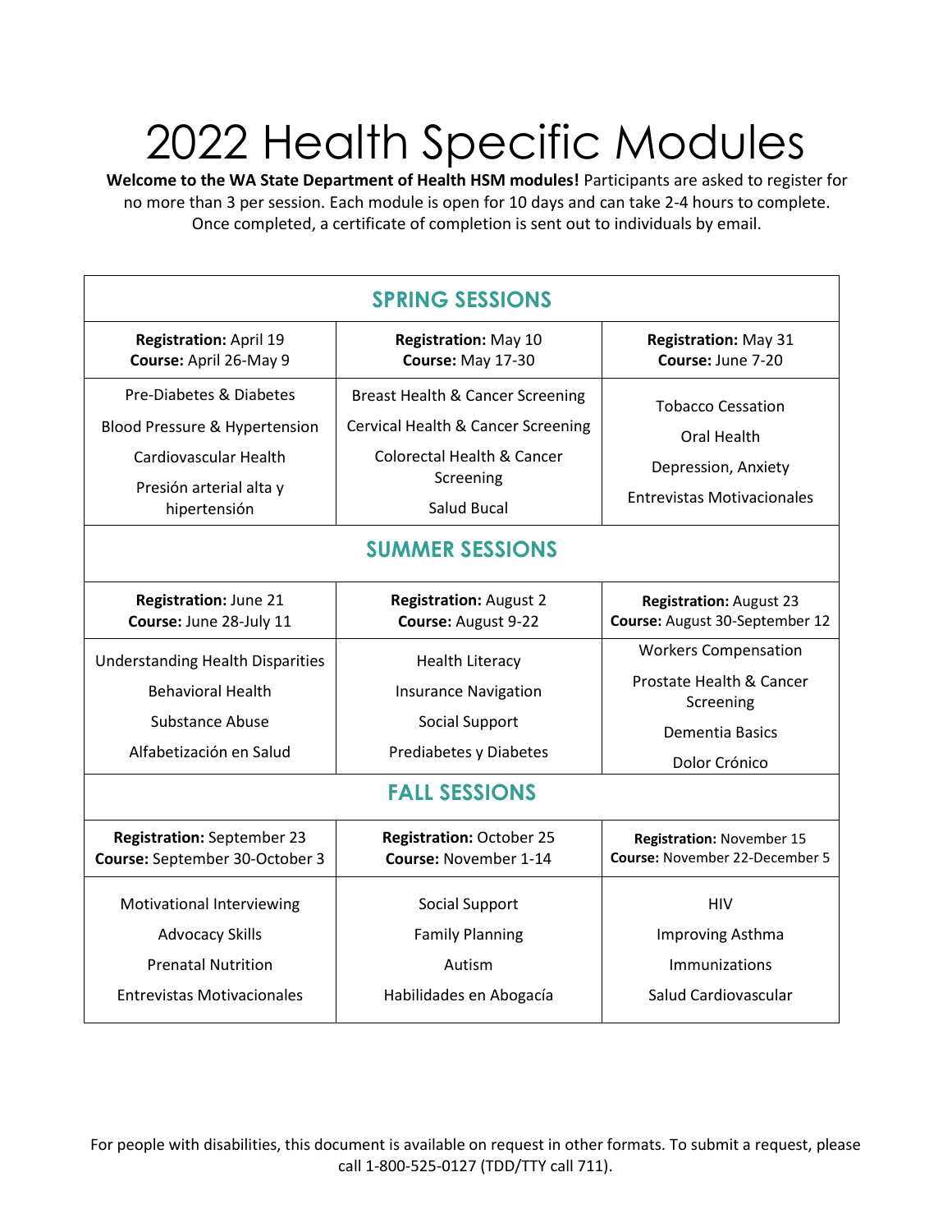# 2022 Health Specific Modules

**Welcome to the WA State Department of Health HSM modules!** Participants are asked to register for no more than 3 per session. Each module is open for 10 days and can take 2-4 hours to complete. Once completed, a certificate of completion is sent out to individuals by email.

| | | |
|---|---|---|
| **SPRING SESSIONS** | | |
| **Registration:** April 19<br>**Course:** April 26-May 9 | **Registration:** May 10<br>**Course:** May 17-30 | **Registration:** May 31<br>**Course:** June 7-20 |
| Pre-Diabetes & Diabetes<br>Blood Pressure & Hypertension<br>Cardiovascular Health<br>Presión arterial alta y hipertensión | Breast Health & Cancer Screening<br>Cervical Health & Cancer Screening<br>Colorectal Health & Cancer Screening<br>Salud Bucal | Tobacco Cessation<br>Oral Health<br>Depression, Anxiety<br>Entrevistas Motivacionales |
| **SUMMER SESSIONS** | | |
| **Registration:** June 21<br>**Course:** June 28-July 11 | **Registration:** August 2<br>**Course:** August 9-22 | **Registration:** August 23<br>**Course:** August 30-September 12 |
| Understanding Health Disparities<br>Behavioral Health<br>Substance Abuse<br>Alfabetización en Salud | Health Literacy<br>Insurance Navigation<br>Social Support<br>Prediabetes y Diabetes | Workers Compensation<br>Prostate Health & Cancer Screening<br>Dementia Basics<br>Dolor Crónico |
| **FALL SESSIONS** | | |
| **Registration:** September 23<br>**Course:** September 30-October 3 | **Registration:** October 25<br>**Course:** November 1-14 | **Registration:** November 15<br>**Course:** November 22-December 5 |
| Motivational Interviewing<br>Advocacy Skills<br>Prenatal Nutrition<br>Entrevistas Motivacionales | Social Support<br>Family Planning<br>Autism<br>Habilidades en Abogacía | HIV<br>Improving Asthma<br>Immunizations<br>Salud Cardiovascular |

For people with disabilities, this document is available on request in other formats. To submit a request, please call 1-800-525-0127 (TDD/TTY call 711).